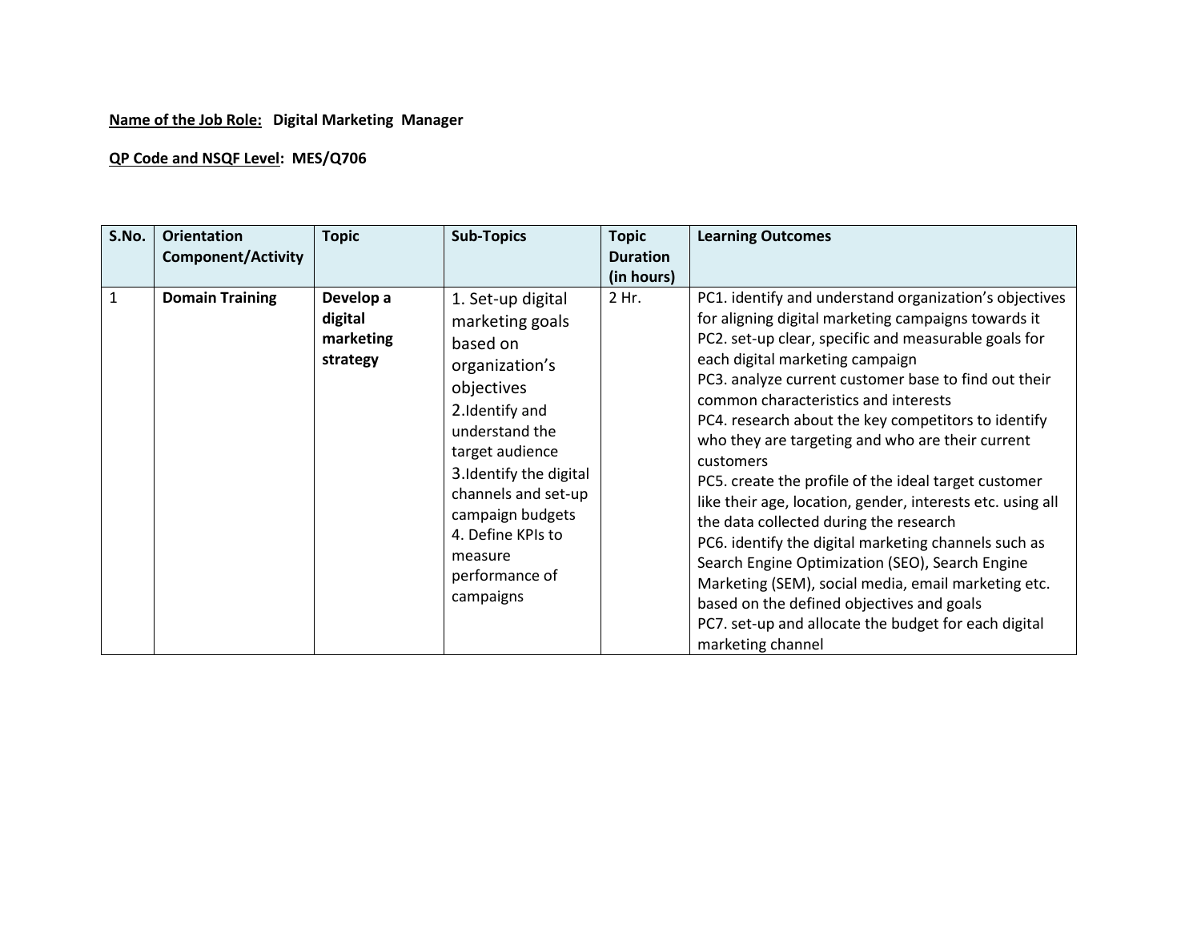**Name of the Job Role:** **Digital Marketing Manager**

**QP Code and NSQF Level:** **MES/Q706**

| S.No. | Orientation Component/Activity | Topic | Sub-Topics | Topic Duration (in hours) | Learning Outcomes |
|---|---|---|---|---|---|
| 1 | **Domain Training** | **Develop a digital marketing strategy** | 1. Set-up digital marketing goals based on organization's objectives<br>2.Identify and understand the target audience<br>3.Identify the digital channels and set-up campaign budgets<br>4. Define KPIs to measure performance of campaigns | 2 Hr. | PC1. identify and understand organization's objectives for aligning digital marketing campaigns towards it<br>PC2. set-up clear, specific and measurable goals for each digital marketing campaign<br>PC3. analyze current customer base to find out their common characteristics and interests<br>PC4. research about the key competitors to identify who they are targeting and who are their current customers<br>PC5. create the profile of the ideal target customer like their age, location, gender, interests etc. using all the data collected during the research<br>PC6. identify the digital marketing channels such as Search Engine Optimization (SEO), Search Engine Marketing (SEM), social media, email marketing etc. based on the defined objectives and goals<br>PC7. set-up and allocate the budget for each digital marketing channel |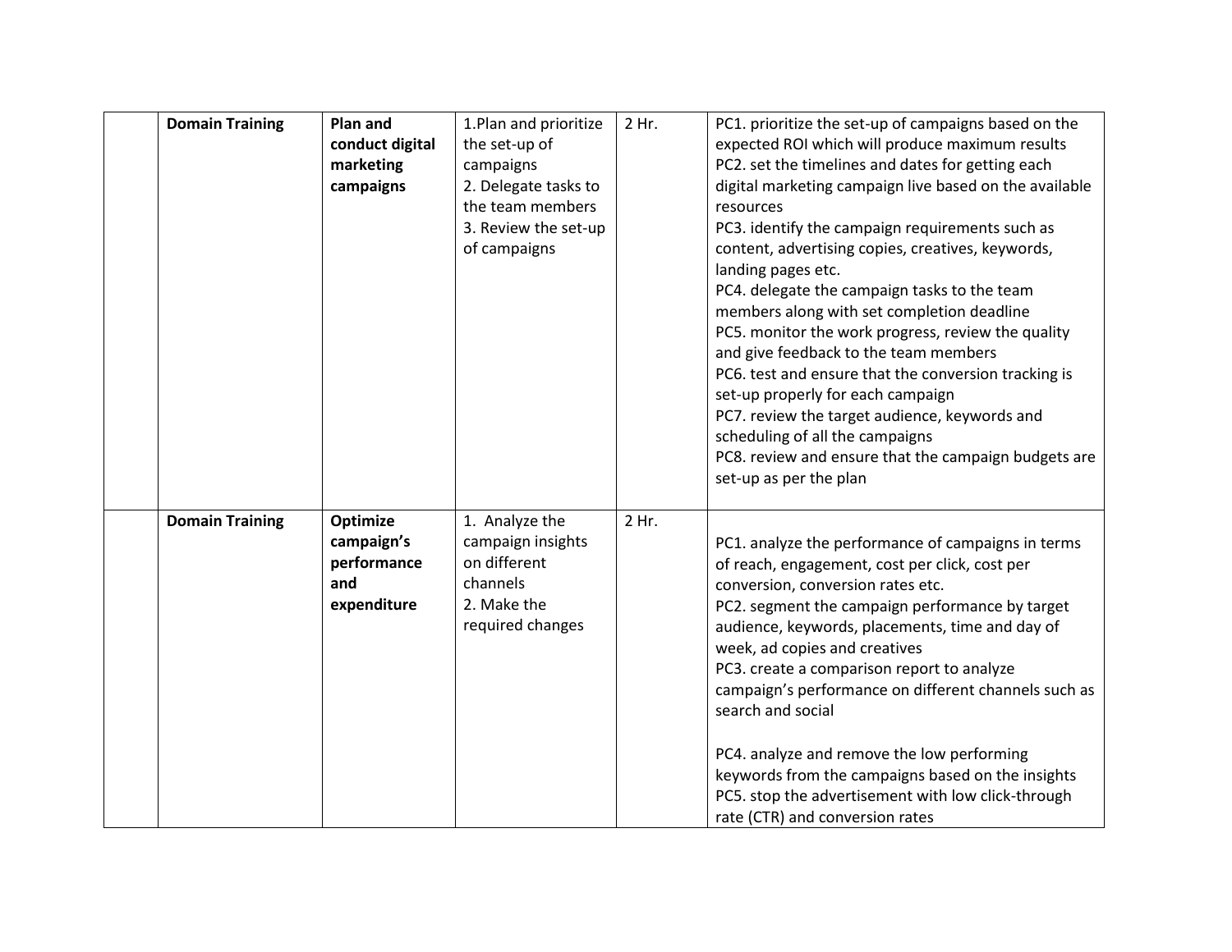| | | | | | |
|---|---|---|---|---|---|
| | **Domain Training** | **Plan and conduct digital marketing campaigns** | 1.Plan and prioritize the set-up of campaigns<br>2. Delegate tasks to the team members<br>3. Review the set-up of campaigns | 2 Hr. | PC1. prioritize the set-up of campaigns based on the expected ROI which will produce maximum results<br>PC2. set the timelines and dates for getting each digital marketing campaign live based on the available resources<br>PC3. identify the campaign requirements such as content, advertising copies, creatives, keywords, landing pages etc.<br>PC4. delegate the campaign tasks to the team members along with set completion deadline<br>PC5. monitor the work progress, review the quality and give feedback to the team members<br>PC6. test and ensure that the conversion tracking is set-up properly for each campaign<br>PC7. review the target audience, keywords and scheduling of all the campaigns<br>PC8. review and ensure that the campaign budgets are set-up as per the plan |
| | **Domain Training** | **Optimize campaign's performance and expenditure** | 1. Analyze the campaign insights on different channels<br>2. Make the required changes | 2 Hr. | PC1. analyze the performance of campaigns in terms of reach, engagement, cost per click, cost per conversion, conversion rates etc.<br>PC2. segment the campaign performance by target audience, keywords, placements, time and day of week, ad copies and creatives<br>PC3. create a comparison report to analyze campaign's performance on different channels such as search and social<br>PC4. analyze and remove the low performing keywords from the campaigns based on the insights<br>PC5. stop the advertisement with low click-through rate (CTR) and conversion rates |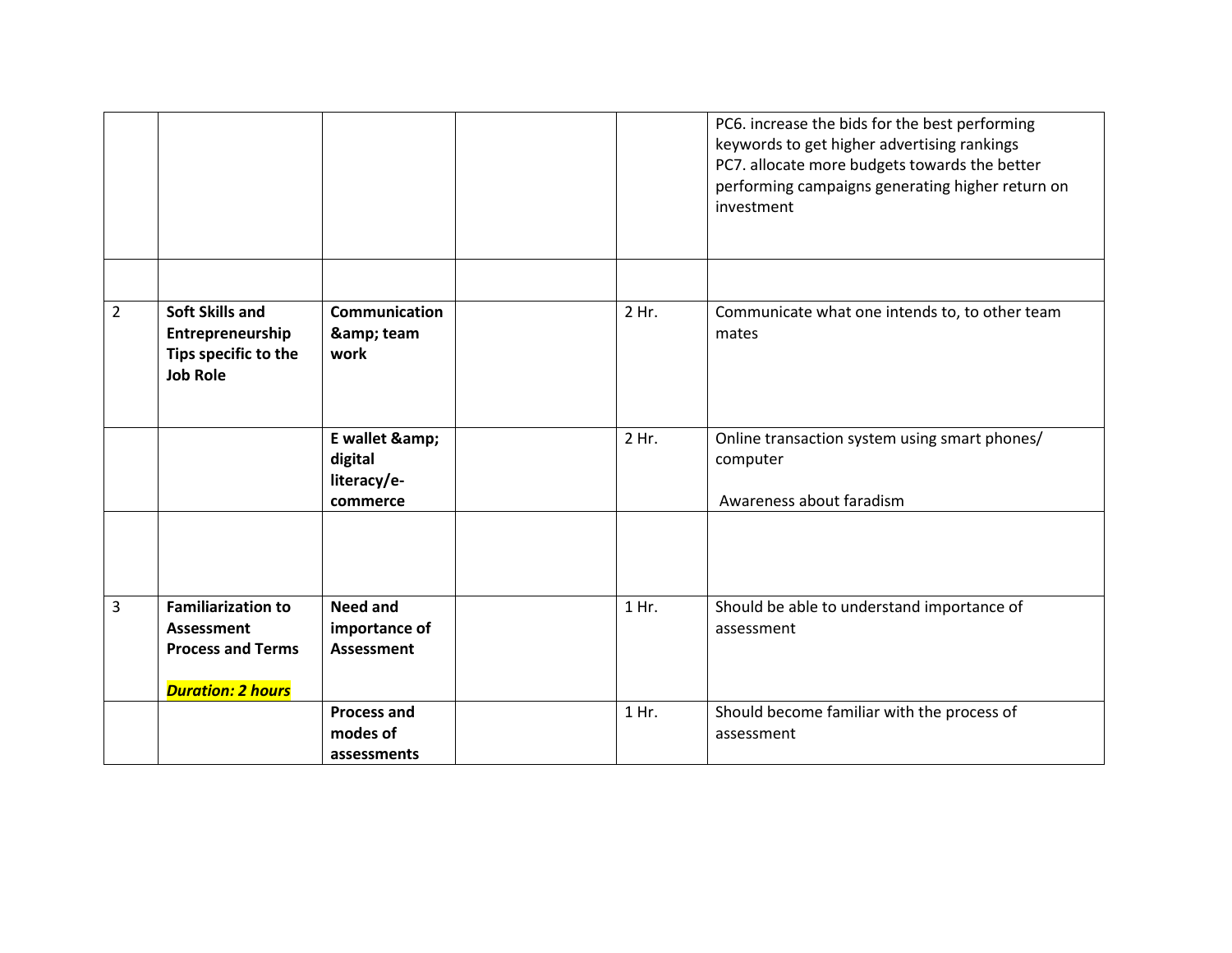| | | | | | |
|---|---|---|---|---|---|
| | | | | | PC6. increase the bids for the best performing keywords to get higher advertising rankings<br>PC7. allocate more budgets towards the better performing campaigns generating higher return on investment |
| | | | | | |
| 2 | **Soft Skills and Entrepreneurship Tips specific to the Job Role** | **Communication &amp; team work** | | 2 Hr. | Communicate what one intends to, to other team mates |
| | | **E wallet &amp; digital literacy/e-commerce** | | 2 Hr. | Online transaction system using smart phones/ computer<br><br>Awareness about faradism |
| | | | | | |
| 3 | **Familiarization to Assessment Process and Terms**<br><br>***Duration: 2 hours*** | **Need and importance of Assessment** | | 1 Hr. | Should be able to understand importance of assessment |
| | | **Process and modes of assessments** | | 1 Hr. | Should become familiar with the process of assessment |